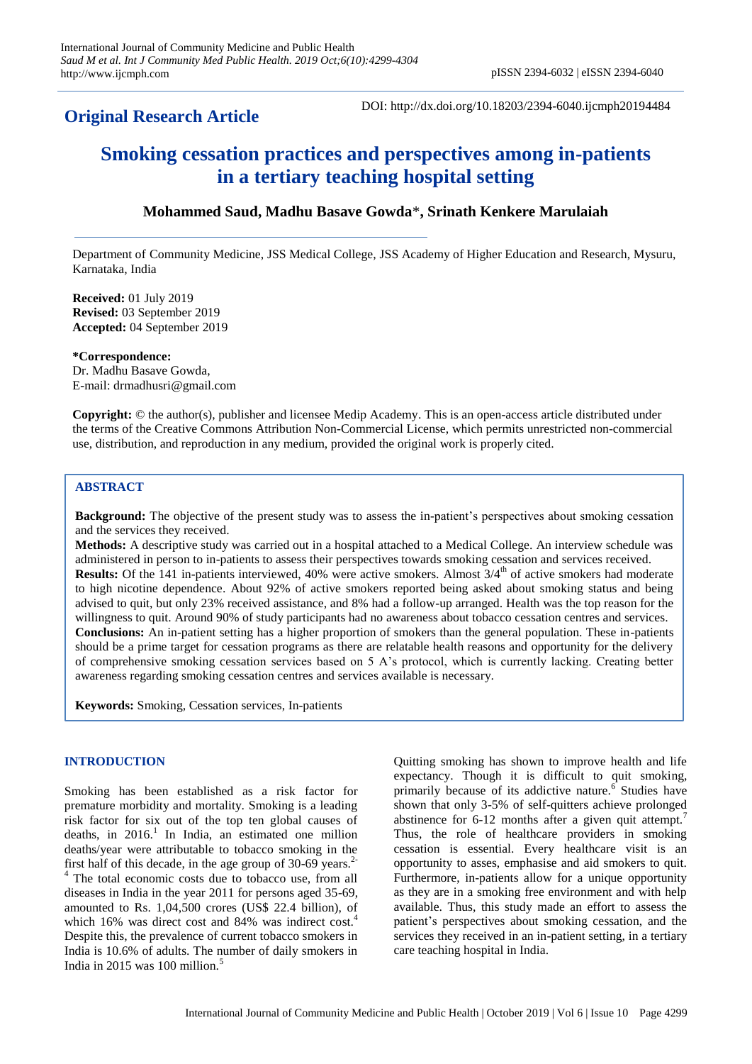**Original Research Article**

DOI: http://dx.doi.org/10.18203/2394-6040.ijcmph20194484

# Smoking cessation practices and perspectives among in-patients in a tertiary teaching hospital setting

**Mohammed Saud, Madhu Basave Gowda\*, Srinath Kenkere Marulaiah**

Department of Community Medicine, JSS Medical College, JSS Academy of Higher Education and Research, Mysuru, Karnataka, India

**Received:** 01 July 2019
**Revised:** 03 September 2019
**Accepted:** 04 September 2019

**\*Correspondence:**
Dr. Madhu Basave Gowda,
E-mail: drmadhusri@gmail.com

**Copyright:** © the author(s), publisher and licensee Medip Academy. This is an open-access article distributed under the terms of the Creative Commons Attribution Non-Commercial License, which permits unrestricted non-commercial use, distribution, and reproduction in any medium, provided the original work is properly cited.

## ABSTRACT

**Background:** The objective of the present study was to assess the in-patient's perspectives about smoking cessation and the services they received.

**Methods:** A descriptive study was carried out in a hospital attached to a Medical College. An interview schedule was administered in person to in-patients to assess their perspectives towards smoking cessation and services received.

**Results:** Of the 141 in-patients interviewed, 40% were active smokers. Almost 3/4$^{th}$ of active smokers had moderate to high nicotine dependence. About 92% of active smokers reported being asked about smoking status and being advised to quit, but only 23% received assistance, and 8% had a follow-up arranged. Health was the top reason for the willingness to quit. Around 90% of study participants had no awareness about tobacco cessation centres and services.

**Conclusions:** An in-patient setting has a higher proportion of smokers than the general population. These in-patients should be a prime target for cessation programs as there are relatable health reasons and opportunity for the delivery of comprehensive smoking cessation services based on 5 A's protocol, which is currently lacking. Creating better awareness regarding smoking cessation centres and services available is necessary.

**Keywords:** Smoking, Cessation services, In-patients

## INTRODUCTION

Smoking has been established as a risk factor for premature morbidity and mortality. Smoking is a leading risk factor for six out of the top ten global causes of deaths, in 2016.[1] In India, an estimated one million deaths/year were attributable to tobacco smoking in the first half of this decade, in the age group of 30-69 years.[2-4] The total economic costs due to tobacco use, from all diseases in India in the year 2011 for persons aged 35-69, amounted to Rs. 1,04,500 crores (US$ 22.4 billion), of which 16% was direct cost and 84% was indirect cost.[4] Despite this, the prevalence of current tobacco smokers in India is 10.6% of adults. The number of daily smokers in India in 2015 was 100 million.[5]

Quitting smoking has shown to improve health and life expectancy. Though it is difficult to quit smoking, primarily because of its addictive nature.[6] Studies have shown that only 3-5% of self-quitters achieve prolonged abstinence for 6-12 months after a given quit attempt.[7] Thus, the role of healthcare providers in smoking cessation is essential. Every healthcare visit is an opportunity to asses, emphasise and aid smokers to quit. Furthermore, in-patients allow for a unique opportunity as they are in a smoking free environment and with help available. Thus, this study made an effort to assess the patient's perspectives about smoking cessation, and the services they received in an in-patient setting, in a tertiary care teaching hospital in India.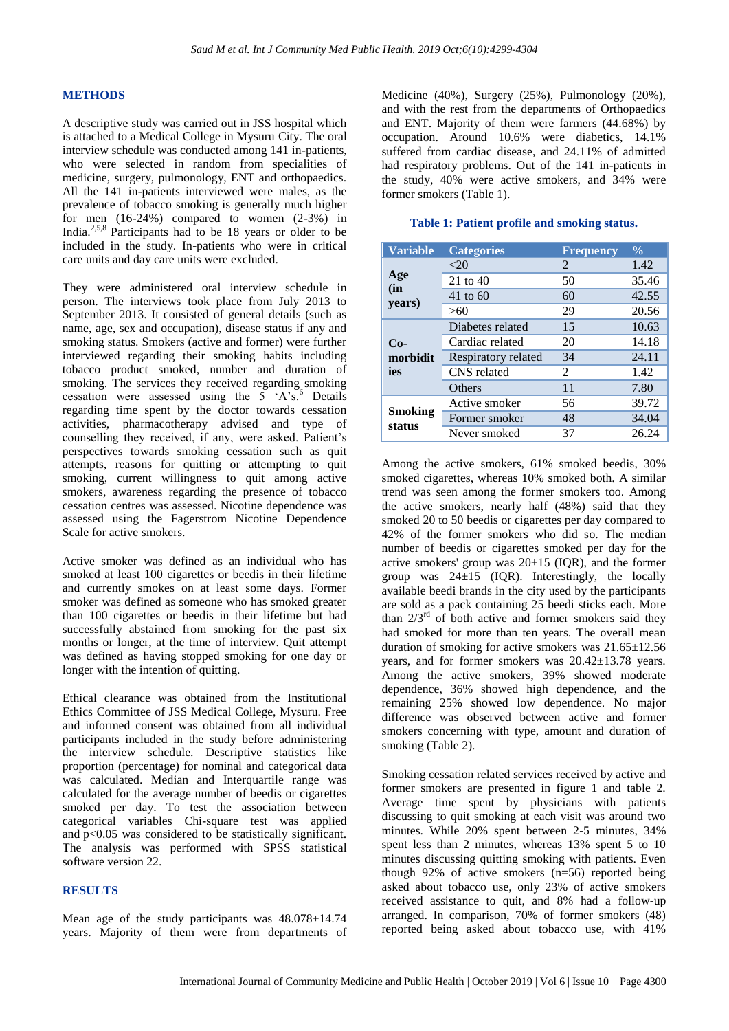## METHODS

A descriptive study was carried out in JSS hospital which is attached to a Medical College in Mysuru City. The oral interview schedule was conducted among 141 in-patients, who were selected in random from specialities of medicine, surgery, pulmonology, ENT and orthopaedics. All the 141 in-patients interviewed were males, as the prevalence of tobacco smoking is generally much higher for men (16-24%) compared to women (2-3%) in India.[2,5,8] Participants had to be 18 years or older to be included in the study. In-patients who were in critical care units and day care units were excluded.

They were administered oral interview schedule in person. The interviews took place from July 2013 to September 2013. It consisted of general details (such as name, age, sex and occupation), disease status if any and smoking status. Smokers (active and former) were further interviewed regarding their smoking habits including tobacco product smoked, number and duration of smoking. The services they received regarding smoking cessation were assessed using the 5 'A's.[6] Details regarding time spent by the doctor towards cessation activities, pharmacotherapy advised and type of counselling they received, if any, were asked. Patient's perspectives towards smoking cessation such as quit attempts, reasons for quitting or attempting to quit smoking, current willingness to quit among active smokers, awareness regarding the presence of tobacco cessation centres was assessed. Nicotine dependence was assessed using the Fagerstrom Nicotine Dependence Scale for active smokers.

Active smoker was defined as an individual who has smoked at least 100 cigarettes or beedis in their lifetime and currently smokes on at least some days. Former smoker was defined as someone who has smoked greater than 100 cigarettes or beedis in their lifetime but had successfully abstained from smoking for the past six months or longer, at the time of interview. Quit attempt was defined as having stopped smoking for one day or longer with the intention of quitting.

Ethical clearance was obtained from the Institutional Ethics Committee of JSS Medical College, Mysuru. Free and informed consent was obtained from all individual participants included in the study before administering the interview schedule. Descriptive statistics like proportion (percentage) for nominal and categorical data was calculated. Median and Interquartile range was calculated for the average number of beedis or cigarettes smoked per day. To test the association between categorical variables Chi-square test was applied and $p<0.05$ was considered to be statistically significant. The analysis was performed with SPSS statistical software version 22.

## RESULTS

Mean age of the study participants was 48.078±14.74 years. Majority of them were from departments of Medicine (40%), Surgery (25%), Pulmonology (20%), and with the rest from the departments of Orthopaedics and ENT. Majority of them were farmers (44.68%) by occupation. Around 10.6% were diabetics, 14.1% suffered from cardiac disease, and 24.11% of admitted had respiratory problems. Out of the 141 in-patients in the study, 40% were active smokers, and 34% were former smokers (Table 1).

**Table 1: Patient profile and smoking status.**

| Variable | Categories | Frequency | % |
|---|---|---|---|
| Age (in years) | <20 | 2 | 1.42 |
| | 21 to 40 | 50 | 35.46 |
| | 41 to 60 | 60 | 42.55 |
| | >60 | 29 | 20.56 |
| Co-morbidities | Diabetes related | 15 | 10.63 |
| | Cardiac related | 20 | 14.18 |
| | Respiratory related | 34 | 24.11 |
| | CNS related | 2 | 1.42 |
| | Others | 11 | 7.80 |
| Smoking status | Active smoker | 56 | 39.72 |
| | Former smoker | 48 | 34.04 |
| | Never smoked | 37 | 26.24 |

Among the active smokers, 61% smoked beedis, 30% smoked cigarettes, whereas 10% smoked both. A similar trend was seen among the former smokers too. Among the active smokers, nearly half (48%) said that they smoked 20 to 50 beedis or cigarettes per day compared to 42% of the former smokers who did so. The median number of beedis or cigarettes smoked per day for the active smokers' group was 20±15 (IQR), and the former group was 24±15 (IQR). Interestingly, the locally available beedi brands in the city used by the participants are sold as a pack containing 25 beedi sticks each. More than 2/3[rd] of both active and former smokers said they had smoked for more than ten years. The overall mean duration of smoking for active smokers was 21.65±12.56 years, and for former smokers was 20.42±13.78 years. Among the active smokers, 39% showed moderate dependence, 36% showed high dependence, and the remaining 25% showed low dependence. No major difference was observed between active and former smokers concerning with type, amount and duration of smoking (Table 2).

Smoking cessation related services received by active and former smokers are presented in figure 1 and table 2. Average time spent by physicians with patients discussing to quit smoking at each visit was around two minutes. While 20% spent between 2-5 minutes, 34% spent less than 2 minutes, whereas 13% spent 5 to 10 minutes discussing quitting smoking with patients. Even though 92% of active smokers (n=56) reported being asked about tobacco use, only 23% of active smokers received assistance to quit, and 8% had a follow-up arranged. In comparison, 70% of former smokers (48) reported being asked about tobacco use, with 41%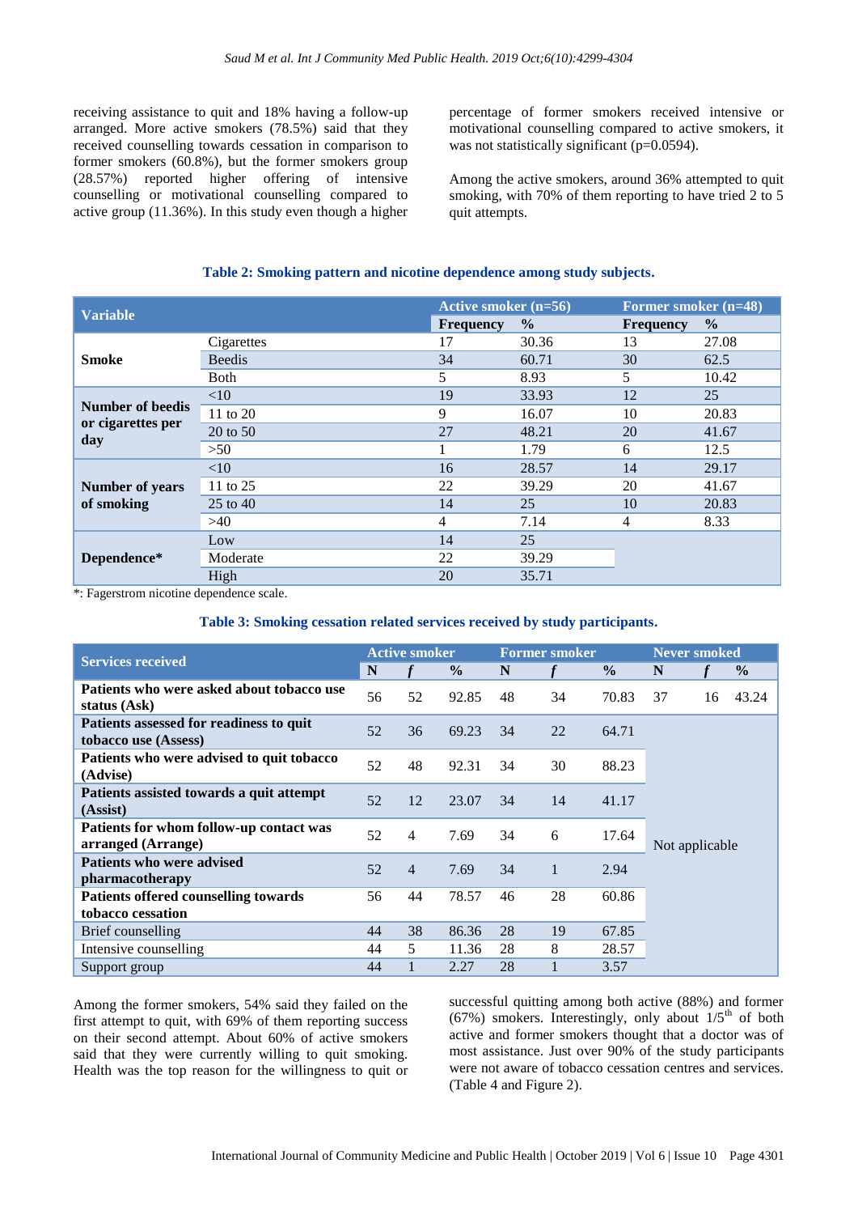receiving assistance to quit and 18% having a follow-up arranged. More active smokers (78.5%) said that they received counselling towards cessation in comparison to former smokers (60.8%), but the former smokers group (28.57%) reported higher offering of intensive counselling or motivational counselling compared to active group (11.36%). In this study even though a higher percentage of former smokers received intensive or motivational counselling compared to active smokers, it was not statistically significant (p=0.0594).

Among the active smokers, around 36% attempted to quit smoking, with 70% of them reporting to have tried 2 to 5 quit attempts.

**Table 2: Smoking pattern and nicotine dependence among study subjects.**

| Variable | | Active smoker (n=56) | | Former smoker (n=48) | |
|---|---|---|---|---|---|
| | | Frequency | % | Frequency | % |
| **Smoke** | Cigarettes | 17 | 30.36 | 13 | 27.08 |
| | Beedis | 34 | 60.71 | 30 | 62.5 |
| | Both | 5 | 8.93 | 5 | 10.42 |
| **Number of beedis or cigarettes per day** | <10 | 19 | 33.93 | 12 | 25 |
| | 11 to 20 | 9 | 16.07 | 10 | 20.83 |
| | 20 to 50 | 27 | 48.21 | 20 | 41.67 |
| | >50 | 1 | 1.79 | 6 | 12.5 |
| **Number of years of smoking** | <10 | 16 | 28.57 | 14 | 29.17 |
| | 11 to 25 | 22 | 39.29 | 20 | 41.67 |
| | 25 to 40 | 14 | 25 | 10 | 20.83 |
| | >40 | 4 | 7.14 | 4 | 8.33 |
| **Dependence*** | Low | 14 | 25 | | |
| | Moderate | 22 | 39.29 | | |
| | High | 20 | 35.71 | | |

*: Fagerstrom nicotine dependence scale.

**Table 3: Smoking cessation related services received by study participants.**

| Services received | Active smoker | | | Former smoker | | | Never smoked | | |
|---|---|---|---|---|---|---|---|---|---|
| | N | *f* | % | N | *f* | % | N | *f* | % |
| **Patients who were asked about tobacco use status (Ask)** | 56 | 52 | 92.85 | 48 | 34 | 70.83 | 37 | 16 | 43.24 |
| **Patients assessed for readiness to quit tobacco use (Assess)** | 52 | 36 | 69.23 | 34 | 22 | 64.71 | Not applicable | | |
| **Patients who were advised to quit tobacco (Advise)** | 52 | 48 | 92.31 | 34 | 30 | 88.23 | | | |
| **Patients assisted towards a quit attempt (Assist)** | 52 | 12 | 23.07 | 34 | 14 | 41.17 | | | |
| **Patients for whom follow-up contact was arranged (Arrange)** | 52 | 4 | 7.69 | 34 | 6 | 17.64 | | | |
| **Patients who were advised pharmacotherapy** | 52 | 4 | 7.69 | 34 | 1 | 2.94 | | | |
| **Patients offered counselling towards tobacco cessation** | 56 | 44 | 78.57 | 46 | 28 | 60.86 | | | |
| Brief counselling | 44 | 38 | 86.36 | 28 | 19 | 67.85 | | | |
| Intensive counselling | 44 | 5 | 11.36 | 28 | 8 | 28.57 | | | |
| Support group | 44 | 1 | 2.27 | 28 | 1 | 3.57 | | | |

Among the former smokers, 54% said they failed on the first attempt to quit, with 69% of them reporting success on their second attempt. About 60% of active smokers said that they were currently willing to quit smoking. Health was the top reason for the willingness to quit or successful quitting among both active (88%) and former (67%) smokers. Interestingly, only about 1/5th of both active and former smokers thought that a doctor was of most assistance. Just over 90% of the study participants were not aware of tobacco cessation centres and services. (Table 4 and Figure 2).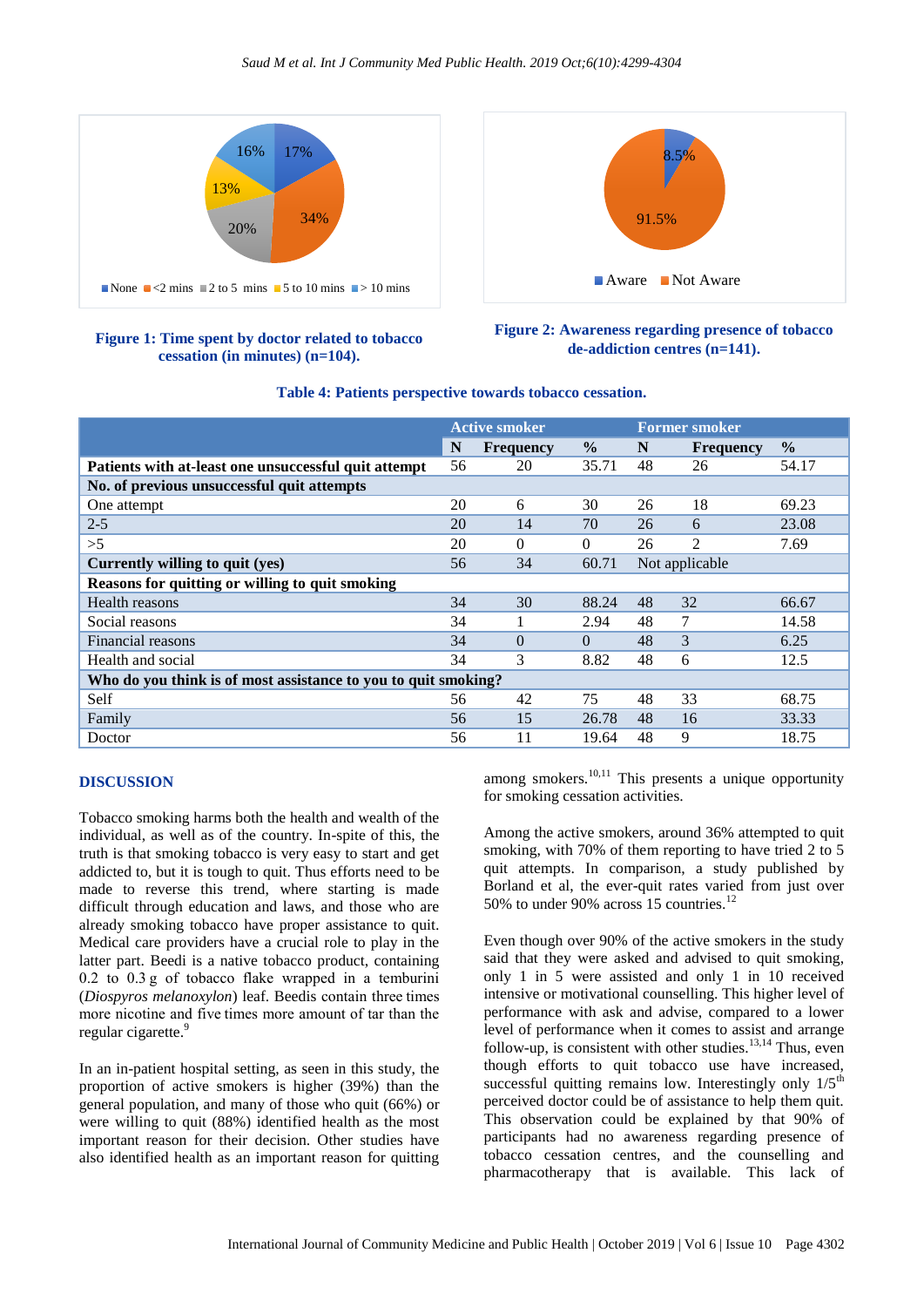Figure 1: Time spent by doctor related to tobacco cessation (in minutes) (n=104).

Figure 2: Awareness regarding presence of tobacco de-addiction centres (n=141).

**Table 4: Patients perspective towards tobacco cessation.**

| | Active smoker | | | Former smoker | | |
|---|---|---|---|---|---|---|
| | N | Frequency | % | N | Frequency | % |
| **Patients with at-least one unsuccessful quit attempt** | 56 | 20 | 35.71 | 48 | 26 | 54.17 |
| **No. of previous unsuccessful quit attempts** | | | | | | |
| One attempt | 20 | 6 | 30 | 26 | 18 | 69.23 |
| 2-5 | 20 | 14 | 70 | 26 | 6 | 23.08 |
| >5 | 20 | 0 | 0 | 26 | 2 | 7.69 |
| **Currently willing to quit (yes)** | 56 | 34 | 60.71 | Not applicable | | |
| **Reasons for quitting or willing to quit smoking** | | | | | | |
| Health reasons | 34 | 30 | 88.24 | 48 | 32 | 66.67 |
| Social reasons | 34 | 1 | 2.94 | 48 | 7 | 14.58 |
| Financial reasons | 34 | 0 | 0 | 48 | 3 | 6.25 |
| Health and social | 34 | 3 | 8.82 | 48 | 6 | 12.5 |
| **Who do you think is of most assistance to you to quit smoking?** | | | | | | |
| Self | 56 | 42 | 75 | 48 | 33 | 68.75 |
| Family | 56 | 15 | 26.78 | 48 | 16 | 33.33 |
| Doctor | 56 | 11 | 19.64 | 48 | 9 | 18.75 |

## DISCUSSION

Tobacco smoking harms both the health and wealth of the individual, as well as of the country. In-spite of this, the truth is that smoking tobacco is very easy to start and get addicted to, but it is tough to quit. Thus efforts need to be made to reverse this trend, where starting is made difficult through education and laws, and those who are already smoking tobacco have proper assistance to quit. Medical care providers have a crucial role to play in the latter part. Beedi is a native tobacco product, containing 0.2 to 0.3 g of tobacco flake wrapped in a temburini (*Diospyros melanoxylon*) leaf. Beedis contain three times more nicotine and five times more amount of tar than the regular cigarette.[9]

In an in-patient hospital setting, as seen in this study, the proportion of active smokers is higher (39%) than the general population, and many of those who quit (66%) or were willing to quit (88%) identified health as the most important reason for their decision. Other studies have also identified health as an important reason for quitting among smokers.[10,11] This presents a unique opportunity for smoking cessation activities.

Among the active smokers, around 36% attempted to quit smoking, with 70% of them reporting to have tried 2 to 5 quit attempts. In comparison, a study published by Borland et al, the ever-quit rates varied from just over 50% to under 90% across 15 countries.[12]

Even though over 90% of the active smokers in the study said that they were asked and advised to quit smoking, only 1 in 5 were assisted and only 1 in 10 received intensive or motivational counselling. This higher level of performance with ask and advise, compared to a lower level of performance when it comes to assist and arrange follow-up, is consistent with other studies.[13,14] Thus, even though efforts to quit tobacco use have increased, successful quitting remains low. Interestingly only 1/5[th] perceived doctor could be of assistance to help them quit. This observation could be explained by that 90% of participants had no awareness regarding presence of tobacco cessation centres, and the counselling and pharmacotherapy that is available. This lack of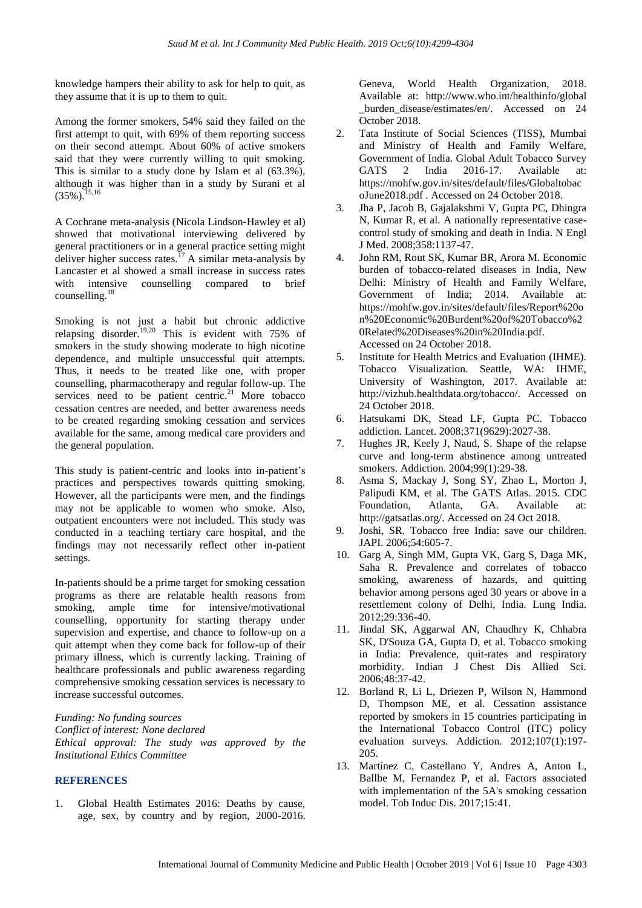knowledge hampers their ability to ask for help to quit, as they assume that it is up to them to quit.

Among the former smokers, 54% said they failed on the first attempt to quit, with 69% of them reporting success on their second attempt. About 60% of active smokers said that they were currently willing to quit smoking. This is similar to a study done by Islam et al (63.3%), although it was higher than in a study by Surani et al (35%).[15,16]

A Cochrane meta-analysis (Nicola Lindson-Hawley et al) showed that motivational interviewing delivered by general practitioners or in a general practice setting might deliver higher success rates.[17] A similar meta-analysis by Lancaster et al showed a small increase in success rates with intensive counselling compared to brief counselling.[18]

Smoking is not just a habit but chronic addictive relapsing disorder.[19,20] This is evident with 75% of smokers in the study showing moderate to high nicotine dependence, and multiple unsuccessful quit attempts. Thus, it needs to be treated like one, with proper counselling, pharmacotherapy and regular follow-up. The services need to be patient centric.[21] More tobacco cessation centres are needed, and better awareness needs to be created regarding smoking cessation and services available for the same, among medical care providers and the general population.

This study is patient-centric and looks into in-patient's practices and perspectives towards quitting smoking. However, all the participants were men, and the findings may not be applicable to women who smoke. Also, outpatient encounters were not included. This study was conducted in a teaching tertiary care hospital, and the findings may not necessarily reflect other in-patient settings.

In-patients should be a prime target for smoking cessation programs as there are relatable health reasons from smoking, ample time for intensive/motivational counselling, opportunity for starting therapy under supervision and expertise, and chance to follow-up on a quit attempt when they come back for follow-up of their primary illness, which is currently lacking. Training of healthcare professionals and public awareness regarding comprehensive smoking cessation services is necessary to increase successful outcomes.

*Funding: No funding sources*
*Conflict of interest: None declared*
*Ethical approval: The study was approved by the Institutional Ethics Committee*

## REFERENCES

1. Global Health Estimates 2016: Deaths by cause, age, sex, by country and by region, 2000-2016. Geneva, World Health Organization, 2018. Available at: http://www.who.int/healthinfo/global_burden_disease/estimates/en/. Accessed on 24 October 2018.
2. Tata Institute of Social Sciences (TISS), Mumbai and Ministry of Health and Family Welfare, Government of India. Global Adult Tobacco Survey GATS 2 India 2016-17. Available at: https://mohfw.gov.in/sites/default/files/GlobaltobaccoJune2018.pdf . Accessed on 24 October 2018.
3. Jha P, Jacob B, Gajalakshmi V, Gupta PC, Dhingra N, Kumar R, et al. A nationally representative case-control study of smoking and death in India. N Engl J Med. 2008;358:1137-47.
4. John RM, Rout SK, Kumar BR, Arora M. Economic burden of tobacco-related diseases in India, New Delhi: Ministry of Health and Family Welfare, Government of India; 2014. Available at: https://mohfw.gov.in/sites/default/files/Report%20on%20Economic%20Burdent%20of%20Tobacco%20Related%20Diseases%20in%20India.pdf. Accessed on 24 October 2018.
5. Institute for Health Metrics and Evaluation (IHME). Tobacco Visualization. Seattle, WA: IHME, University of Washington, 2017. Available at: http://vizhub.healthdata.org/tobacco/. Accessed on 24 October 2018.
6. Hatsukami DK, Stead LF, Gupta PC. Tobacco addiction. Lancet. 2008;371(9629):2027-38.
7. Hughes JR, Keely J, Naud, S. Shape of the relapse curve and long-term abstinence among untreated smokers. Addiction. 2004;99(1):29-38.
8. Asma S, Mackay J, Song SY, Zhao L, Morton J, Palipudi KM, et al. The GATS Atlas. 2015. CDC Foundation, Atlanta, GA. Available at: http://gatsatlas.org/. Accessed on 24 Oct 2018.
9. Joshi, SR. Tobacco free India: save our children. JAPI. 2006;54:605-7.
10. Garg A, Singh MM, Gupta VK, Garg S, Daga MK, Saha R. Prevalence and correlates of tobacco smoking, awareness of hazards, and quitting behavior among persons aged 30 years or above in a resettlement colony of Delhi, India. Lung India. 2012;29:336-40.
11. Jindal SK, Aggarwal AN, Chaudhry K, Chhabra SK, D'Souza GA, Gupta D, et al. Tobacco smoking in India: Prevalence, quit-rates and respiratory morbidity. Indian J Chest Dis Allied Sci. 2006;48:37-42.
12. Borland R, Li L, Driezen P, Wilson N, Hammond D, Thompson ME, et al. Cessation assistance reported by smokers in 15 countries participating in the International Tobacco Control (ITC) policy evaluation surveys. Addiction. 2012;107(1):197-205.
13. Martínez C, Castellano Y, Andres A, Anton L, Ballbe M, Fernandez P, et al. Factors associated with implementation of the 5A's smoking cessation model. Tob Induc Dis. 2017;15:41.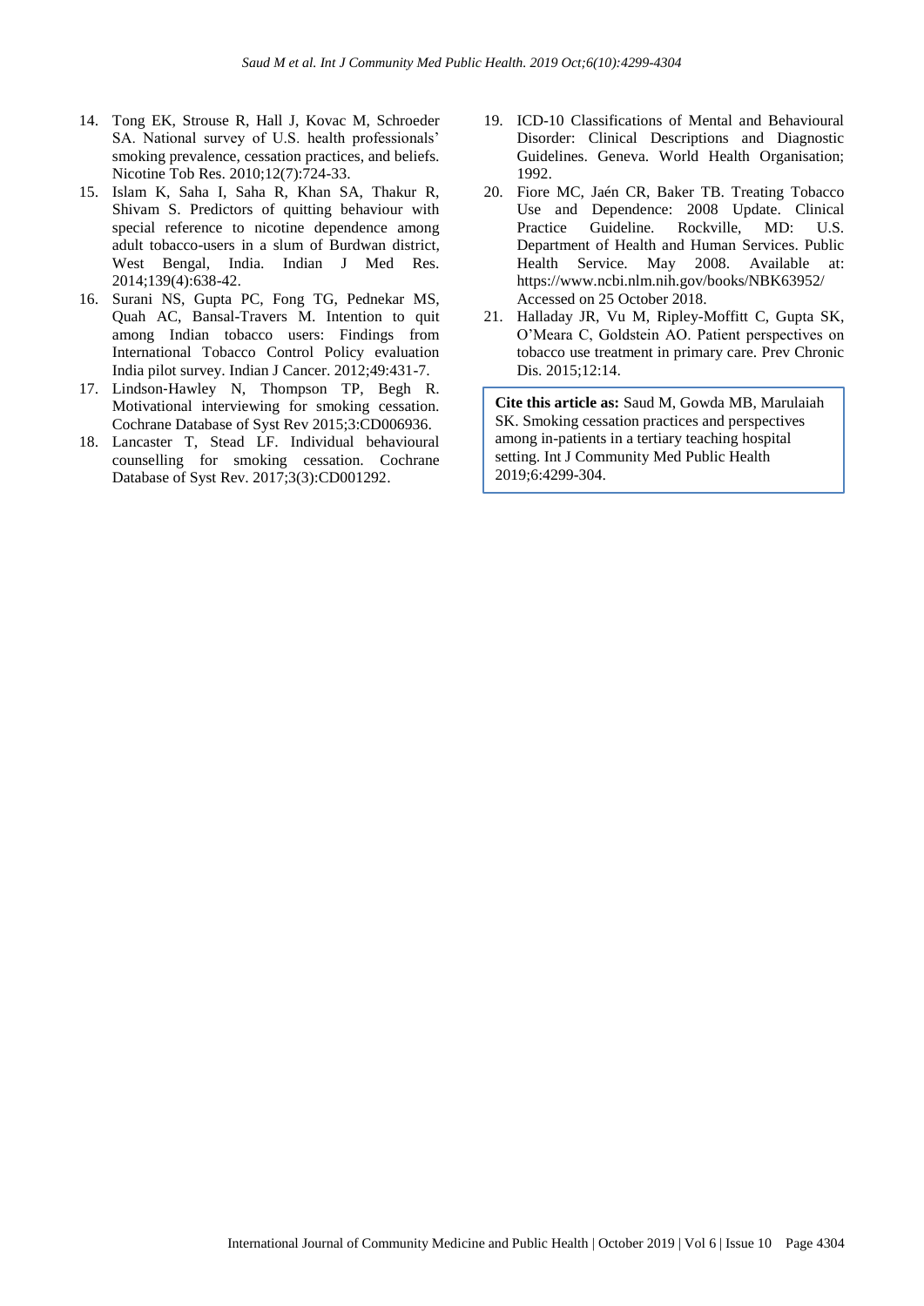14. Tong EK, Strouse R, Hall J, Kovac M, Schroeder SA. National survey of U.S. health professionals' smoking prevalence, cessation practices, and beliefs. Nicotine Tob Res. 2010;12(7):724-33.
15. Islam K, Saha I, Saha R, Khan SA, Thakur R, Shivam S. Predictors of quitting behaviour with special reference to nicotine dependence among adult tobacco-users in a slum of Burdwan district, West Bengal, India. Indian J Med Res. 2014;139(4):638-42.
16. Surani NS, Gupta PC, Fong TG, Pednekar MS, Quah AC, Bansal-Travers M. Intention to quit among Indian tobacco users: Findings from International Tobacco Control Policy evaluation India pilot survey. Indian J Cancer. 2012;49:431-7.
17. Lindson-Hawley N, Thompson TP, Begh R. Motivational interviewing for smoking cessation. Cochrane Database of Syst Rev 2015;3:CD006936.
18. Lancaster T, Stead LF. Individual behavioural counselling for smoking cessation. Cochrane Database of Syst Rev. 2017;3(3):CD001292.
19. ICD-10 Classifications of Mental and Behavioural Disorder: Clinical Descriptions and Diagnostic Guidelines. Geneva. World Health Organisation; 1992.
20. Fiore MC, Jaén CR, Baker TB. Treating Tobacco Use and Dependence: 2008 Update. Clinical Practice Guideline. Rockville, MD: U.S. Department of Health and Human Services. Public Health Service. May 2008. Available at: https://www.ncbi.nlm.nih.gov/books/NBK63952/ Accessed on 25 October 2018.
21. Halladay JR, Vu M, Ripley-Moffitt C, Gupta SK, O'Meara C, Goldstein AO. Patient perspectives on tobacco use treatment in primary care. Prev Chronic Dis. 2015;12:14.

**Cite this article as:** Saud M, Gowda MB, Marulaiah SK. Smoking cessation practices and perspectives among in-patients in a tertiary teaching hospital setting. Int J Community Med Public Health 2019;6:4299-304.